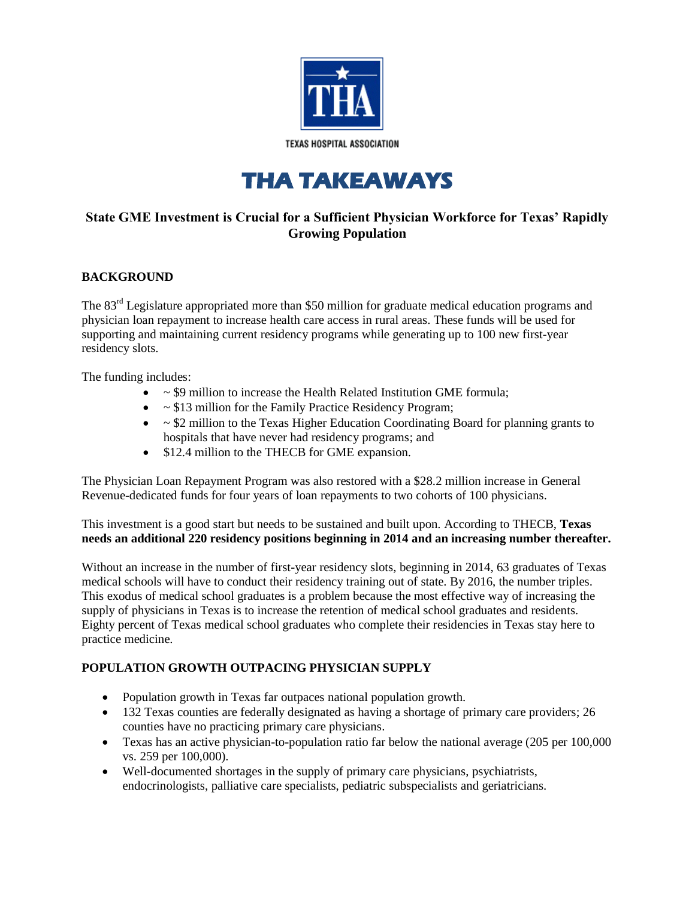THA

TEXAS HOSPITAL ASSOCIATION

# THA TAKEAWAYS

## State GME Investment is Crucial for a Sufficient Physician Workforce for Texas' Rapidly Growing Population

### BACKGROUND

The 83rd Legislature appropriated more than $50 million for graduate medical education programs and physician loan repayment to increase health care access in rural areas. These funds will be used for supporting and maintaining current residency programs while generating up to 100 new first-year residency slots.

The funding includes:

- ~ $9 million to increase the Health Related Institution GME formula;
- ~ $13 million for the Family Practice Residency Program;
- ~ $2 million to the Texas Higher Education Coordinating Board for planning grants to hospitals that have never had residency programs; and
- $12.4 million to the THECB for GME expansion.

The Physician Loan Repayment Program was also restored with a $28.2 million increase in General Revenue-dedicated funds for four years of loan repayments to two cohorts of 100 physicians.

This investment is a good start but needs to be sustained and built upon. According to THECB, **Texas needs an additional 220 residency positions beginning in 2014 and an increasing number thereafter.**

Without an increase in the number of first-year residency slots, beginning in 2014, 63 graduates of Texas medical schools will have to conduct their residency training out of state. By 2016, the number triples. This exodus of medical school graduates is a problem because the most effective way of increasing the supply of physicians in Texas is to increase the retention of medical school graduates and residents. Eighty percent of Texas medical school graduates who complete their residencies in Texas stay here to practice medicine.

### POPULATION GROWTH OUTPACING PHYSICIAN SUPPLY

- Population growth in Texas far outpaces national population growth.
- 132 Texas counties are federally designated as having a shortage of primary care providers; 26 counties have no practicing primary care physicians.
- Texas has an active physician-to-population ratio far below the national average (205 per 100,000 vs. 259 per 100,000).
- Well-documented shortages in the supply of primary care physicians, psychiatrists, endocrinologists, palliative care specialists, pediatric subspecialists and geriatricians.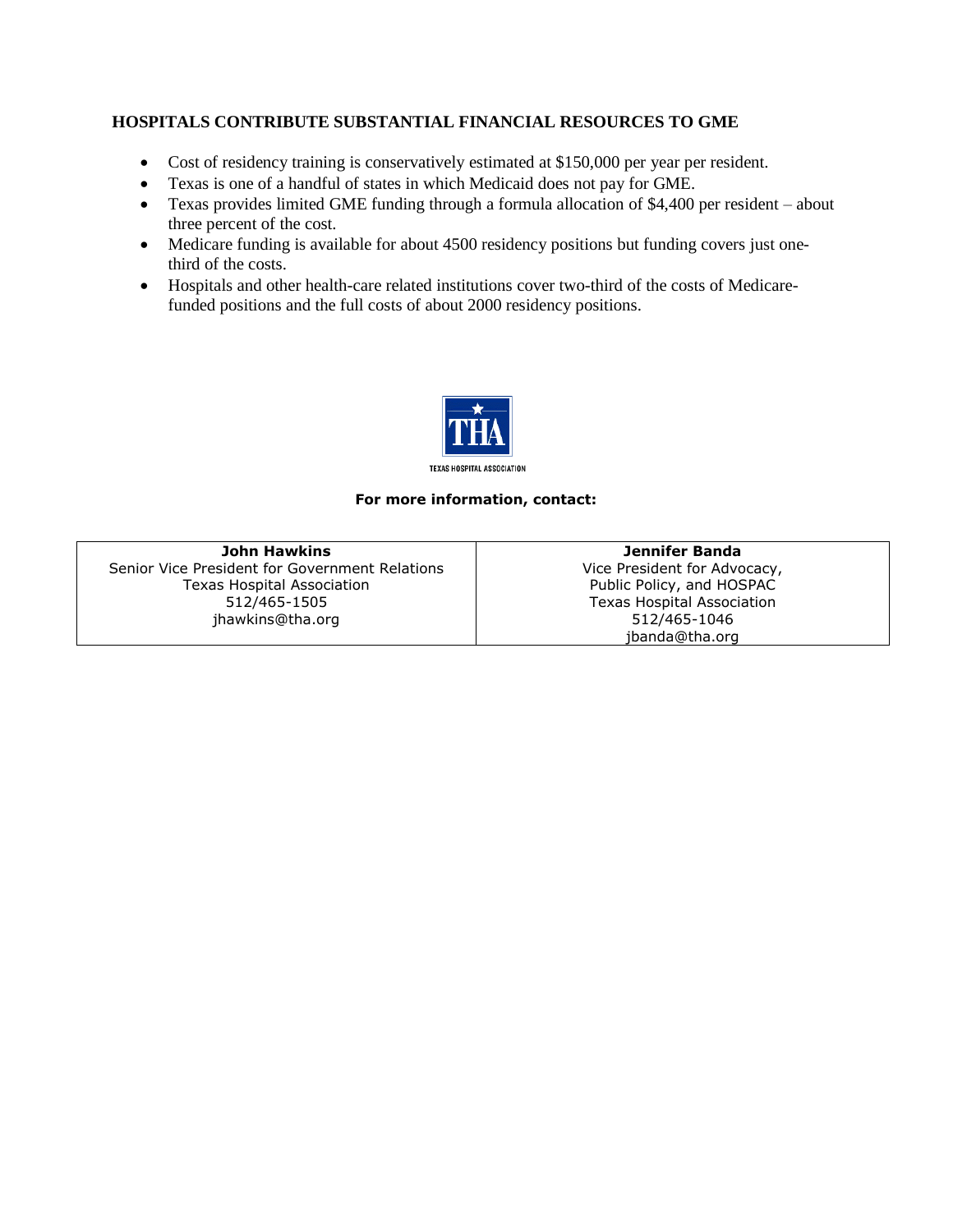## HOSPITALS CONTRIBUTE SUBSTANTIAL FINANCIAL RESOURCES TO GME

- Cost of residency training is conservatively estimated at $150,000 per year per resident.
- Texas is one of a handful of states in which Medicaid does not pay for GME.
- Texas provides limited GME funding through a formula allocation of $4,400 per resident – about three percent of the cost.
- Medicare funding is available for about 4500 residency positions but funding covers just one-third of the costs.
- Hospitals and other health-care related institutions cover two-third of the costs of Medicare-funded positions and the full costs of about 2000 residency positions.

TEXAS HOSPITAL ASSOCIATION

**For more information, contact:**

| | |
|---|---|
| **John Hawkins**<br>Senior Vice President for Government Relations<br>Texas Hospital Association<br>512/465-1505<br>jhawkins@tha.org | **Jennifer Banda**<br>Vice President for Advocacy,<br>Public Policy, and HOSPAC<br>Texas Hospital Association<br>512/465-1046<br>jbanda@tha.org |